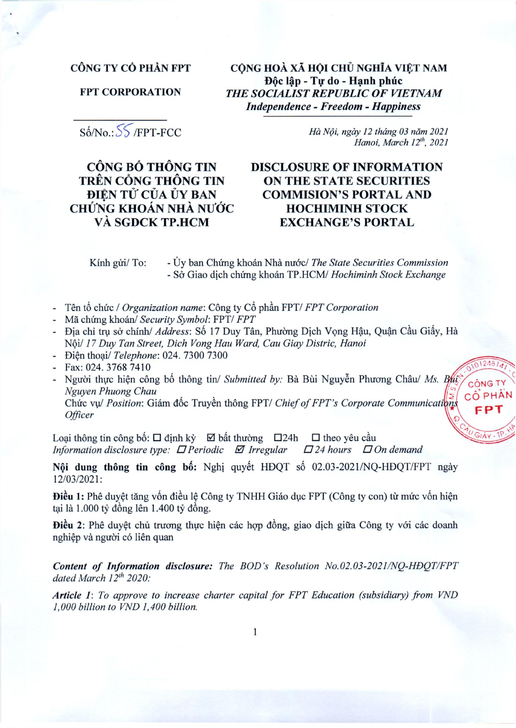| CÔNG TY CỔ PHẦN FPT | CỘNG HOÀ XÃ HỘI CHỦ NGHĨA VIỆT NAM |
|---|---|
| FPT CORPORATION | **Độc lập - Tự do - Hạnh phúc** |
| | *THE SOCIALIST REPUBLIC OF VIETNAM* |
| | ***Independence - Freedom - Happiness*** |
| Số/No.: 55 /FPT-FCC | *Hà Nội, ngày 12 tháng 03 năm 2021* |
| | *Hanoi, March 12th, 2021* |

**CÔNG BỐ THÔNG TIN TRÊN CỔNG THÔNG TIN ĐIỆN TỬ CỦA ỦY BAN CHỨNG KHOÁN NHÀ NƯỚC VÀ SGDCK TP.HCM**

**DISCLOSURE OF INFORMATION ON THE STATE SECURITIES COMMISION'S PORTAL AND HOCHIMINH STOCK EXCHANGE'S PORTAL**

Kính gửi/ To:
- Ủy ban Chứng khoán Nhà nước/ *The State Securities Commission*
- Sở Giao dịch chứng khoán TP.HCM/ *Hochiminh Stock Exchange*

- Tên tổ chức / *Organization name*: Công ty Cổ phần FPT/ *FPT Corporation*
- Mã chứng khoán/ *Security Symbol*: FPT/ *FPT*
- Địa chỉ trụ sở chính/ *Address*: Số 17 Duy Tân, Phường Dịch Vọng Hậu, Quận Cầu Giấy, Hà Nội/ *17 Duy Tan Street, Dich Vong Hau Ward, Cau Giay Distric, Hanoi*
- Điện thoại/ *Telephone*: 024. 7300 7300
- Fax: 024. 3768 7410
- Người thực hiện công bố thông tin/ *Submitted by:* Bà Bùi Nguyễn Phương Châu/ *Ms. Bui Nguyen Phuong Chau*

  Chức vụ/ *Position*: Giám đốc Truyền thông FPT/ *Chief of FPT's Corporate Communications Officer*

Loại thông tin công bố: ☐ định kỳ ☑ bất thường ☐24h ☐ theo yêu cầu

*Information disclosure type: ☐ Periodic ☑ Irregular ☐ 24 hours ☐ On demand*

**Nội dung thông tin công bố:** Nghị quyết HĐQT số 02.03-2021/NQ-HĐQT/FPT ngày 12/03/2021:

**Điều 1:** Phê duyệt tăng vốn điều lệ Công ty TNHH Giáo dục FPT (Công ty con) từ mức vốn hiện tại là 1.000 tỷ đồng lên 1.400 tỷ đồng.

**Điều 2**: Phê duyệt chủ trương thực hiện các hợp đồng, giao dịch giữa Công ty với các doanh nghiệp và người có liên quan

***Content of Information disclosure:*** *The BOD's Resolution No.02.03-2021/NQ-HĐQT/FPT dated March 12th 2020:*

***Article 1****: To approve to increase charter capital for FPT Education (subsidiary) from VND 1,000 billion to VND 1,400 billion.*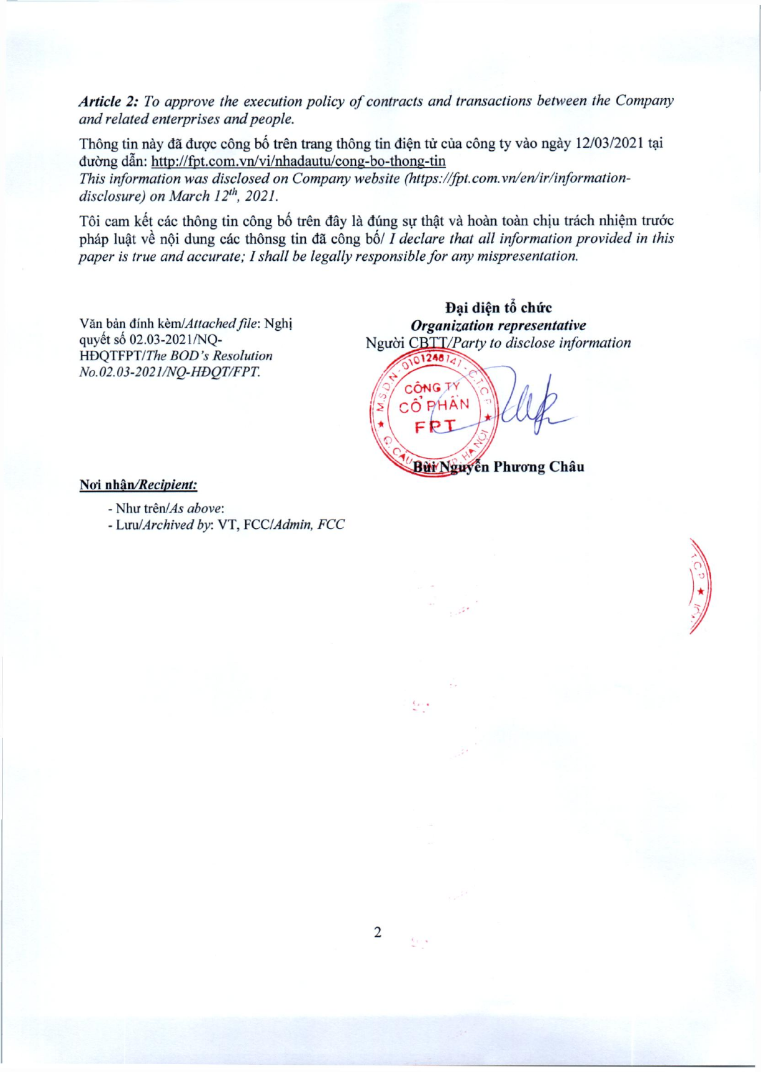***Article 2:*** *To approve the execution policy of contracts and transactions between the Company and related enterprises and people.*

Thông tin này đã được công bố trên trang thông tin điện tử của công ty vào ngày 12/03/2021 tại đường dẫn: http://fpt.com.vn/vi/nhadautu/cong-bo-thong-tin

*This information was disclosed on Company website (https://fpt.com.vn/en/ir/information-disclosure) on March 12th, 2021.*

Tôi cam kết các thông tin công bố trên đây là đúng sự thật và hoàn toàn chịu trách nhiệm trước pháp luật về nội dung các thônsg tin đã công bố/ *I declare that all information provided in this paper is true and accurate; I shall be legally responsible for any mispresentation.*

Văn bản đính kèm/*Attached file*: Nghị quyết số 02.03-2021/NQ-HĐQTFPT/*The BOD's Resolution No.02.03-2021/NQ-HĐQT/FPT.*

**Đại diện tổ chức**

***Organization representative***

Người CBTT/*Party to disclose information*

CÔNG TY CỔ PHẦN FPT

**Bùi Nguyễn Phương Châu**

**Nơi nhận/*Recipient:***

- Như trên/*As above*:
- Lưu/*Archived by*: VT, FCC/*Admin, FCC*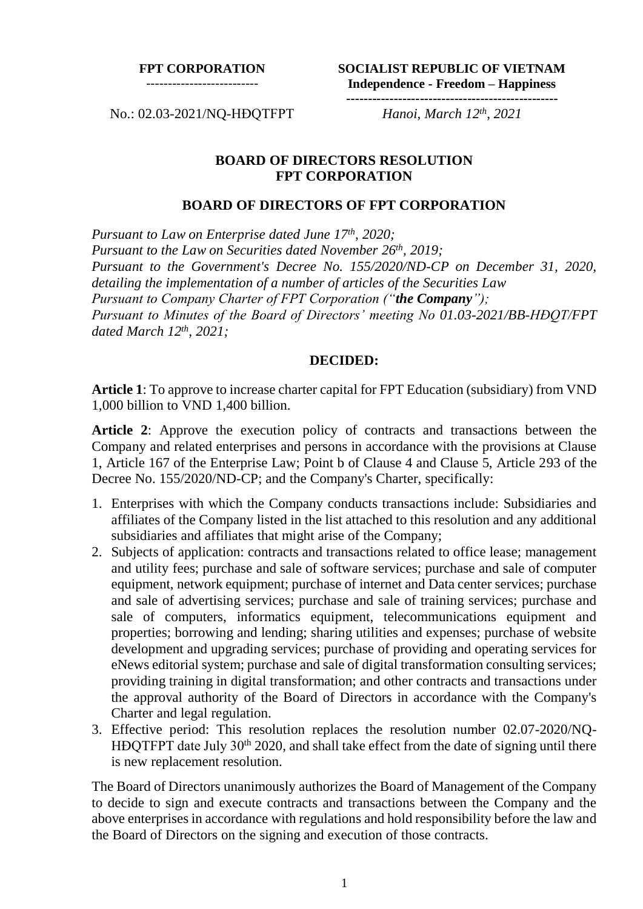**FPT CORPORATION**
-------------------------

**SOCIALIST REPUBLIC OF VIETNAM**
**Independence - Freedom – Happiness**
------------------------------------------------

No.: 02.03-2021/NQ-HĐQTFPT

*Hanoi, March 12th, 2021*

## BOARD OF DIRECTORS RESOLUTION
## FPT CORPORATION

### BOARD OF DIRECTORS OF FPT CORPORATION

*Pursuant to Law on Enterprise dated June 17th, 2020;*
*Pursuant to the Law on Securities dated November 26th, 2019;*
*Pursuant to the Government's Decree No. 155/2020/ND-CP on December 31, 2020, detailing the implementation of a number of articles of the Securities Law*
*Pursuant to Company Charter of FPT Corporation ("**the Company**");*
*Pursuant to Minutes of the Board of Directors' meeting No 01.03-2021/BB-HĐQT/FPT dated March 12th, 2021;*

**DECIDED:**

**Article 1**: To approve to increase charter capital for FPT Education (subsidiary) from VND 1,000 billion to VND 1,400 billion.

**Article 2**: Approve the execution policy of contracts and transactions between the Company and related enterprises and persons in accordance with the provisions at Clause 1, Article 167 of the Enterprise Law; Point b of Clause 4 and Clause 5, Article 293 of the Decree No. 155/2020/ND-CP; and the Company's Charter, specifically:

1. Enterprises with which the Company conducts transactions include: Subsidiaries and affiliates of the Company listed in the list attached to this resolution and any additional subsidiaries and affiliates that might arise of the Company;
2. Subjects of application: contracts and transactions related to office lease; management and utility fees; purchase and sale of software services; purchase and sale of computer equipment, network equipment; purchase of internet and Data center services; purchase and sale of advertising services; purchase and sale of training services; purchase and sale of computers, informatics equipment, telecommunications equipment and properties; borrowing and lending; sharing utilities and expenses; purchase of website development and upgrading services; purchase of providing and operating services for eNews editorial system; purchase and sale of digital transformation consulting services; providing training in digital transformation; and other contracts and transactions under the approval authority of the Board of Directors in accordance with the Company's Charter and legal regulation.
3. Effective period: This resolution replaces the resolution number 02.07-2020/NQ-HĐQTFPT date July 30th 2020, and shall take effect from the date of signing until there is new replacement resolution.

The Board of Directors unanimously authorizes the Board of Management of the Company to decide to sign and execute contracts and transactions between the Company and the above enterprises in accordance with regulations and hold responsibility before the law and the Board of Directors on the signing and execution of those contracts.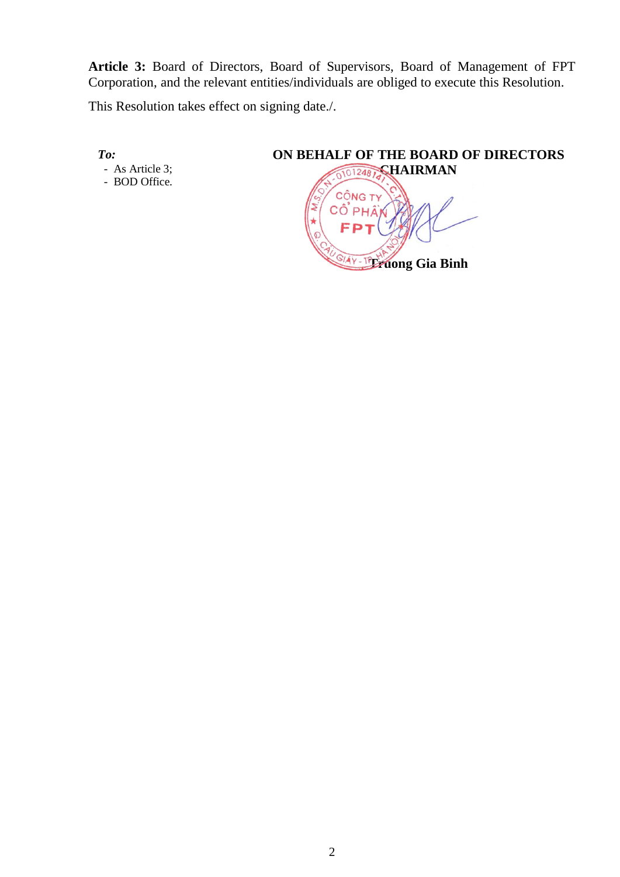**Article 3:** Board of Directors, Board of Supervisors, Board of Management of FPT Corporation, and the relevant entities/individuals are obliged to execute this Resolution.

This Resolution takes effect on signing date./.

***To:***
- As Article 3;
- BOD Office.

**ON BEHALF OF THE BOARD OF DIRECTORS**
**CHAIRMAN**

**Truong Gia Binh**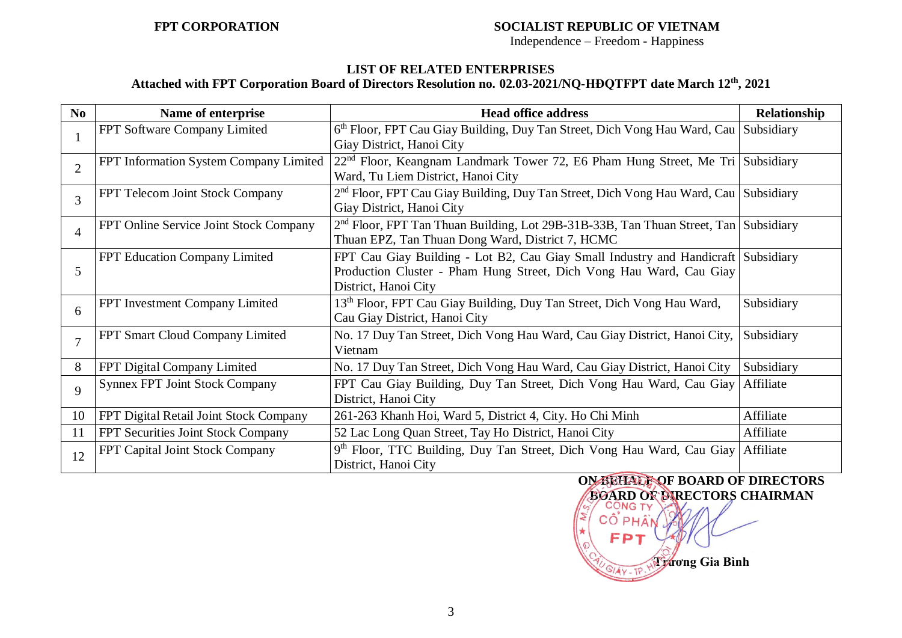**FPT CORPORATION**

**SOCIALIST REPUBLIC OF VIETNAM**
Independence – Freedom - Happiness

**LIST OF RELATED ENTERPRISES**
**Attached with FPT Corporation Board of Directors Resolution no. 02.03-2021/NQ-HĐQTFPT date March 12th, 2021**

| No | Name of enterprise | Head office address | Relationship |
|---|---|---|---|
| 1 | FPT Software Company Limited | 6th Floor, FPT Cau Giay Building, Duy Tan Street, Dich Vong Hau Ward, Cau Giay District, Hanoi City | Subsidiary |
| 2 | FPT Information System Company Limited | 22nd Floor, Keangnam Landmark Tower 72, E6 Pham Hung Street, Me Tri Ward, Tu Liem District, Hanoi City | Subsidiary |
| 3 | FPT Telecom Joint Stock Company | 2nd Floor, FPT Cau Giay Building, Duy Tan Street, Dich Vong Hau Ward, Cau Giay District, Hanoi City | Subsidiary |
| 4 | FPT Online Service Joint Stock Company | 2nd Floor, FPT Tan Thuan Building, Lot 29B-31B-33B, Tan Thuan Street, Tan Thuan EPZ, Tan Thuan Dong Ward, District 7, HCMC | Subsidiary |
| 5 | FPT Education Company Limited | FPT Cau Giay Building - Lot B2, Cau Giay Small Industry and Handicraft Production Cluster - Pham Hung Street, Dich Vong Hau Ward, Cau Giay District, Hanoi City | Subsidiary |
| 6 | FPT Investment Company Limited | 13th Floor, FPT Cau Giay Building, Duy Tan Street, Dich Vong Hau Ward, Cau Giay District, Hanoi City | Subsidiary |
| 7 | FPT Smart Cloud Company Limited | No. 17 Duy Tan Street, Dich Vong Hau Ward, Cau Giay District, Hanoi City, Vietnam | Subsidiary |
| 8 | FPT Digital Company Limited | No. 17 Duy Tan Street, Dich Vong Hau Ward, Cau Giay District, Hanoi City | Subsidiary |
| 9 | Synnex FPT Joint Stock Company | FPT Cau Giay Building, Duy Tan Street, Dich Vong Hau Ward, Cau Giay District, Hanoi City | Affiliate |
| 10 | FPT Digital Retail Joint Stock Company | 261-263 Khanh Hoi, Ward 5, District 4, City. Ho Chi Minh | Affiliate |
| 11 | FPT Securities Joint Stock Company | 52 Lac Long Quan Street, Tay Ho District, Hanoi City | Affiliate |
| 12 | FPT Capital Joint Stock Company | 9th Floor, TTC Building, Duy Tan Street, Dich Vong Hau Ward, Cau Giay District, Hanoi City | Affiliate |

**ON BEHALF OF BOARD OF DIRECTORS**
**BOARD OF DIRECTORS CHAIRMAN**

CÔNG TY CỔ PHẦN FPT

**Trương Gia Bình**